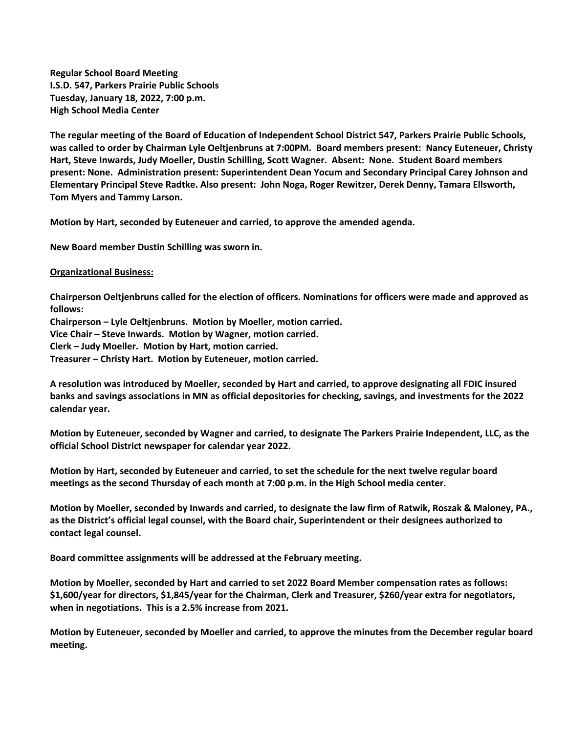**Regular School Board Meeting**
**I.S.D. 547, Parkers Prairie Public Schools**
**Tuesday, January 18, 2022, 7:00 p.m.**
**High School Media Center**

**The regular meeting of the Board of Education of Independent School District 547, Parkers Prairie Public Schools, was called to order by Chairman Lyle Oeltjenbruns at 7:00PM. Board members present: Nancy Euteneuer, Christy Hart, Steve Inwards, Judy Moeller, Dustin Schilling, Scott Wagner. Absent: None. Student Board members present: None. Administration present: Superintendent Dean Yocum and Secondary Principal Carey Johnson and Elementary Principal Steve Radtke. Also present: John Noga, Roger Rewitzer, Derek Denny, Tamara Ellsworth, Tom Myers and Tammy Larson.**

**Motion by Hart, seconded by Euteneuer and carried, to approve the amended agenda.**

**New Board member Dustin Schilling was sworn in.**

**Organizational Business:**

**Chairperson Oeltjenbruns called for the election of officers. Nominations for officers were made and approved as follows:**
**Chairperson – Lyle Oeltjenbruns. Motion by Moeller, motion carried.**
**Vice Chair – Steve Inwards. Motion by Wagner, motion carried.**
**Clerk – Judy Moeller. Motion by Hart, motion carried.**
**Treasurer – Christy Hart. Motion by Euteneuer, motion carried.**

**A resolution was introduced by Moeller, seconded by Hart and carried, to approve designating all FDIC insured banks and savings associations in MN as official depositories for checking, savings, and investments for the 2022 calendar year.**

**Motion by Euteneuer, seconded by Wagner and carried, to designate The Parkers Prairie Independent, LLC, as the official School District newspaper for calendar year 2022.**

**Motion by Hart, seconded by Euteneuer and carried, to set the schedule for the next twelve regular board meetings as the second Thursday of each month at 7:00 p.m. in the High School media center.**

**Motion by Moeller, seconded by Inwards and carried, to designate the law firm of Ratwik, Roszak & Maloney, PA., as the District's official legal counsel, with the Board chair, Superintendent or their designees authorized to contact legal counsel.**

**Board committee assignments will be addressed at the February meeting.**

**Motion by Moeller, seconded by Hart and carried to set 2022 Board Member compensation rates as follows: $1,600/year for directors, $1,845/year for the Chairman, Clerk and Treasurer, $260/year extra for negotiators, when in negotiations. This is a 2.5% increase from 2021.**

**Motion by Euteneuer, seconded by Moeller and carried, to approve the minutes from the December regular board meeting.**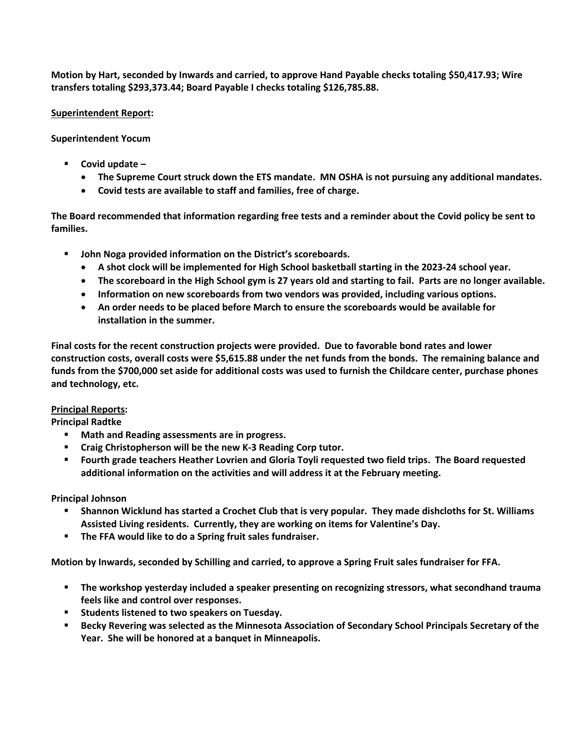**Motion by Hart, seconded by Inwards and carried, to approve Hand Payable checks totaling $50,417.93; Wire transfers totaling $293,373.44; Board Payable I checks totaling $126,785.88.**

**Superintendent Report:**

**Superintendent Yocum**

- **Covid update –**
  - **The Supreme Court struck down the ETS mandate. MN OSHA is not pursuing any additional mandates.**
  - **Covid tests are available to staff and families, free of charge.**

**The Board recommended that information regarding free tests and a reminder about the Covid policy be sent to families.**

- **John Noga provided information on the District's scoreboards.**
  - **A shot clock will be implemented for High School basketball starting in the 2023-24 school year.**
  - **The scoreboard in the High School gym is 27 years old and starting to fail. Parts are no longer available.**
  - **Information on new scoreboards from two vendors was provided, including various options.**
  - **An order needs to be placed before March to ensure the scoreboards would be available for installation in the summer.**

**Final costs for the recent construction projects were provided. Due to favorable bond rates and lower construction costs, overall costs were $5,615.88 under the net funds from the bonds. The remaining balance and funds from the $700,000 set aside for additional costs was used to furnish the Childcare center, purchase phones and technology, etc.**

**Principal Reports:**

**Principal Radtke**

- **Math and Reading assessments are in progress.**
- **Craig Christopherson will be the new K-3 Reading Corp tutor.**
- **Fourth grade teachers Heather Lovrien and Gloria Toyli requested two field trips. The Board requested additional information on the activities and will address it at the February meeting.**

**Principal Johnson**

- **Shannon Wicklund has started a Crochet Club that is very popular. They made dishcloths for St. Williams Assisted Living residents. Currently, they are working on items for Valentine's Day.**
- **The FFA would like to do a Spring fruit sales fundraiser.**

**Motion by Inwards, seconded by Schilling and carried, to approve a Spring Fruit sales fundraiser for FFA.**

- **The workshop yesterday included a speaker presenting on recognizing stressors, what secondhand trauma feels like and control over responses.**
- **Students listened to two speakers on Tuesday.**
- **Becky Revering was selected as the Minnesota Association of Secondary School Principals Secretary of the Year. She will be honored at a banquet in Minneapolis.**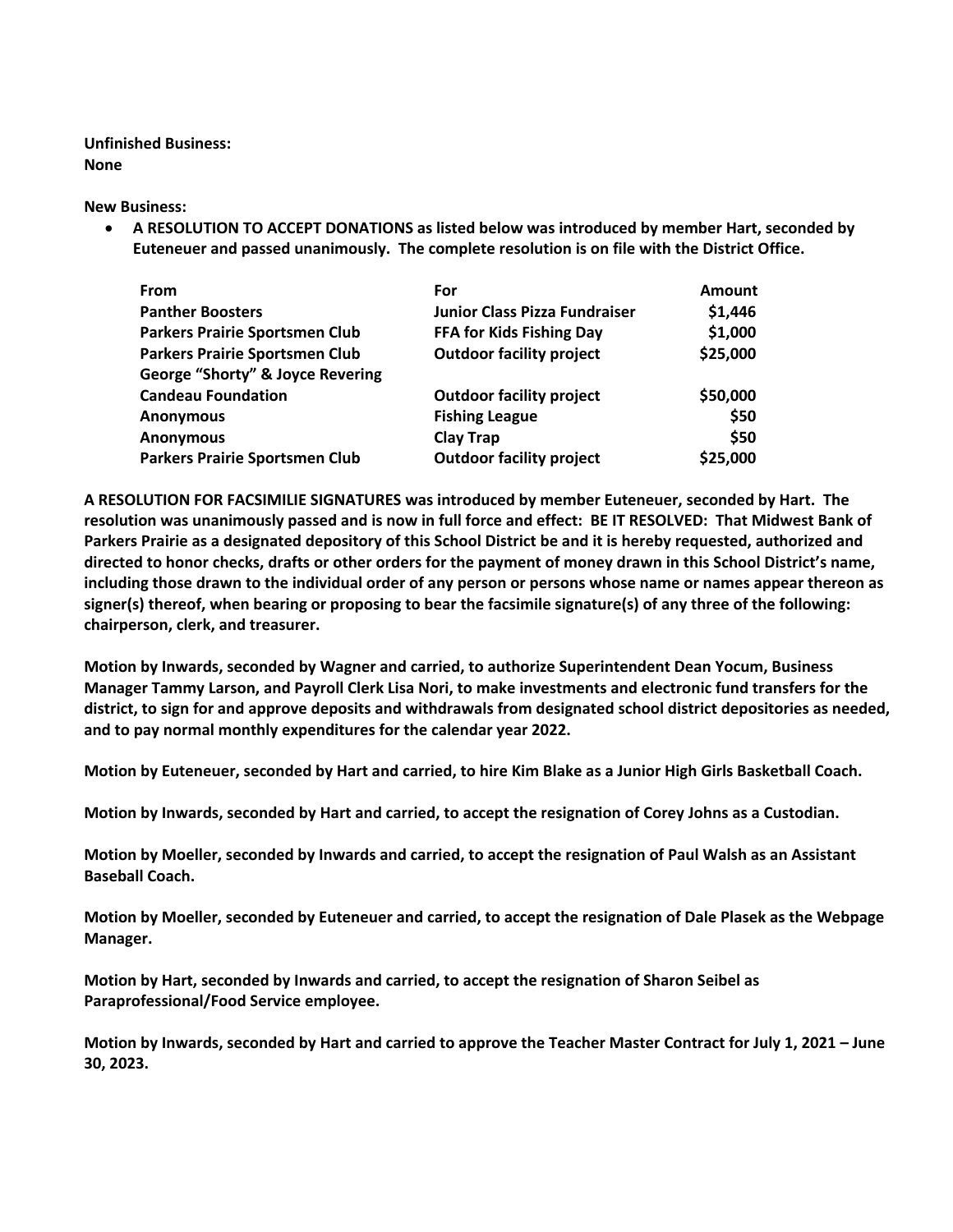**Unfinished Business:**
**None**

**New Business:**

- **A RESOLUTION TO ACCEPT DONATIONS as listed below was introduced by member Hart, seconded by Euteneuer and passed unanimously. The complete resolution is on file with the District Office.**

| From | For | Amount |
|---|---|---|
| **Panther Boosters** | **Junior Class Pizza Fundraiser** | **$1,446** |
| **Parkers Prairie Sportsmen Club** | **FFA for Kids Fishing Day** | **$1,000** |
| **Parkers Prairie Sportsmen Club** | **Outdoor facility project** | **$25,000** |
| **George "Shorty" & Joyce Revering Candeau Foundation** | **Outdoor facility project** | **$50,000** |
| **Anonymous** | **Fishing League** | **$50** |
| **Anonymous** | **Clay Trap** | **$50** |
| **Parkers Prairie Sportsmen Club** | **Outdoor facility project** | **$25,000** |

**A RESOLUTION FOR FACSIMILIE SIGNATURES was introduced by member Euteneuer, seconded by Hart. The resolution was unanimously passed and is now in full force and effect: BE IT RESOLVED: That Midwest Bank of Parkers Prairie as a designated depository of this School District be and it is hereby requested, authorized and directed to honor checks, drafts or other orders for the payment of money drawn in this School District's name, including those drawn to the individual order of any person or persons whose name or names appear thereon as signer(s) thereof, when bearing or proposing to bear the facsimile signature(s) of any three of the following: chairperson, clerk, and treasurer.**

**Motion by Inwards, seconded by Wagner and carried, to authorize Superintendent Dean Yocum, Business Manager Tammy Larson, and Payroll Clerk Lisa Nori, to make investments and electronic fund transfers for the district, to sign for and approve deposits and withdrawals from designated school district depositories as needed, and to pay normal monthly expenditures for the calendar year 2022.**

**Motion by Euteneuer, seconded by Hart and carried, to hire Kim Blake as a Junior High Girls Basketball Coach.**

**Motion by Inwards, seconded by Hart and carried, to accept the resignation of Corey Johns as a Custodian.**

**Motion by Moeller, seconded by Inwards and carried, to accept the resignation of Paul Walsh as an Assistant Baseball Coach.**

**Motion by Moeller, seconded by Euteneuer and carried, to accept the resignation of Dale Plasek as the Webpage Manager.**

**Motion by Hart, seconded by Inwards and carried, to accept the resignation of Sharon Seibel as Paraprofessional/Food Service employee.**

**Motion by Inwards, seconded by Hart and carried to approve the Teacher Master Contract for July 1, 2021 – June 30, 2023.**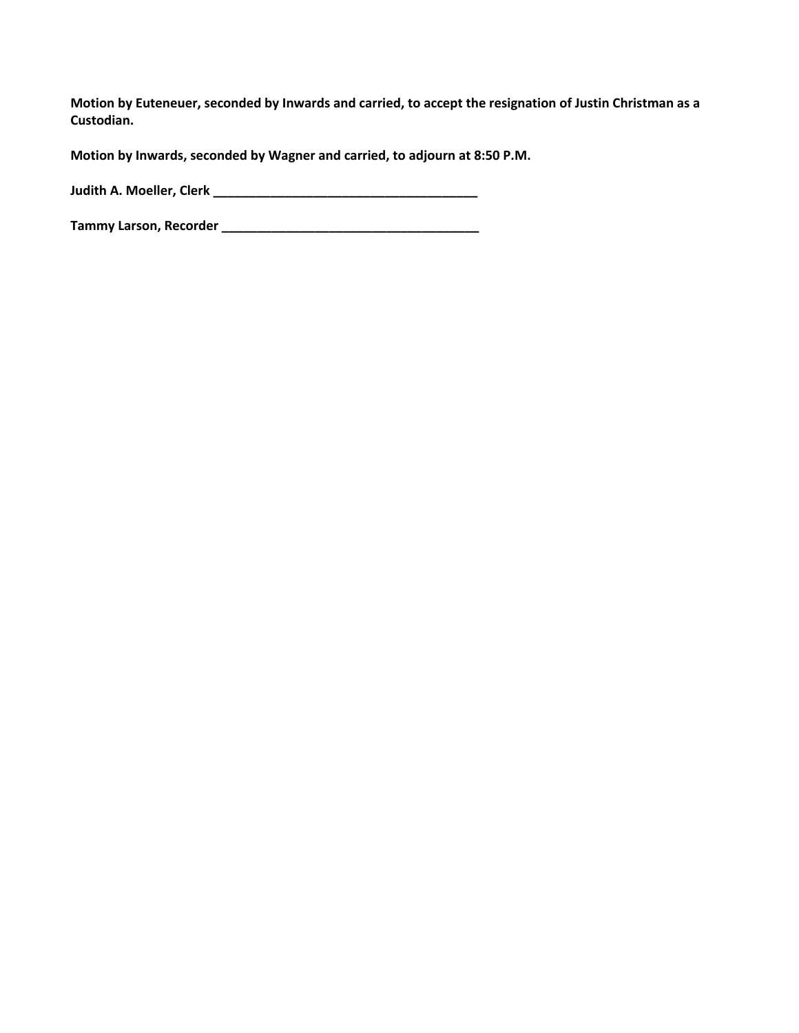**Motion by Euteneuer, seconded by Inwards and carried, to accept the resignation of Justin Christman as a Custodian.**

**Motion by Inwards, seconded by Wagner and carried, to adjourn at 8:50 P.M.**

**Judith A. Moeller, Clerk _____________________________________**

**Tammy Larson, Recorder ___________________________________**